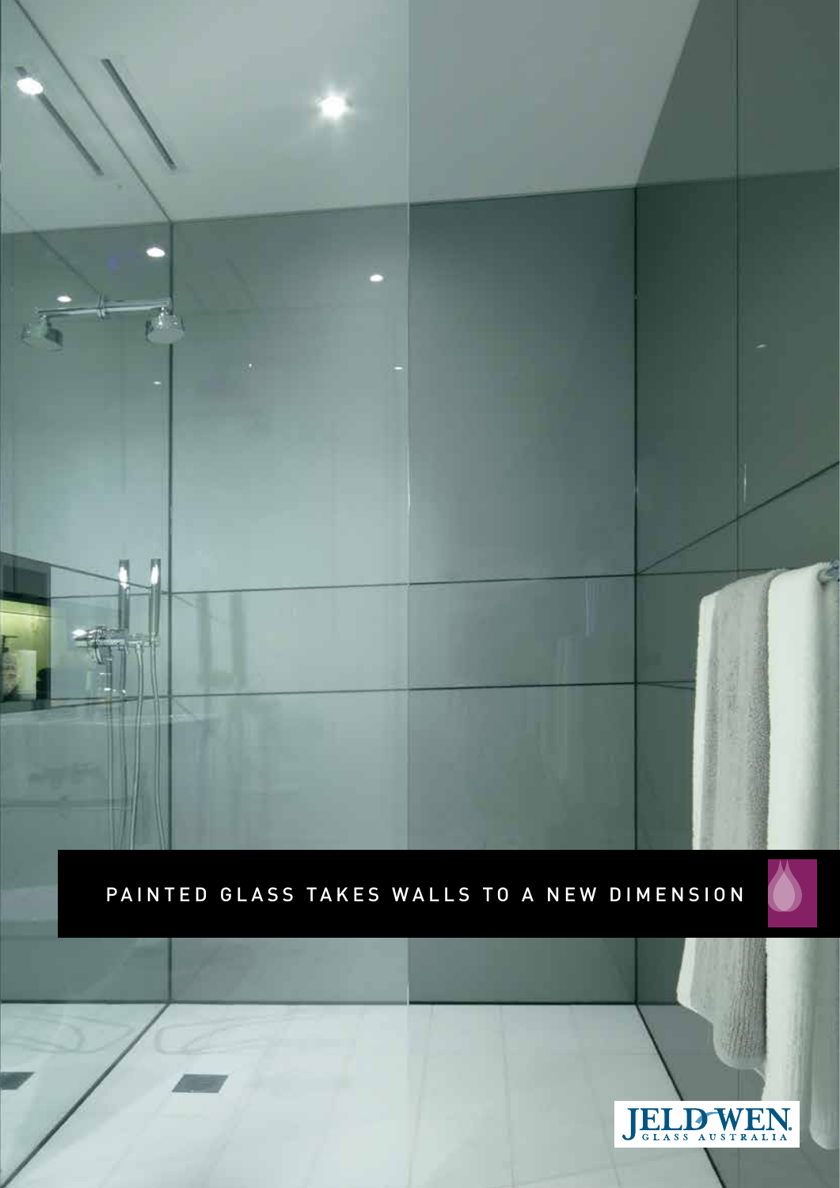# PAINTED GLASS TAKES WALLS TO A NEW DIMENSION

JELD-WEN GLASS AUSTRALIA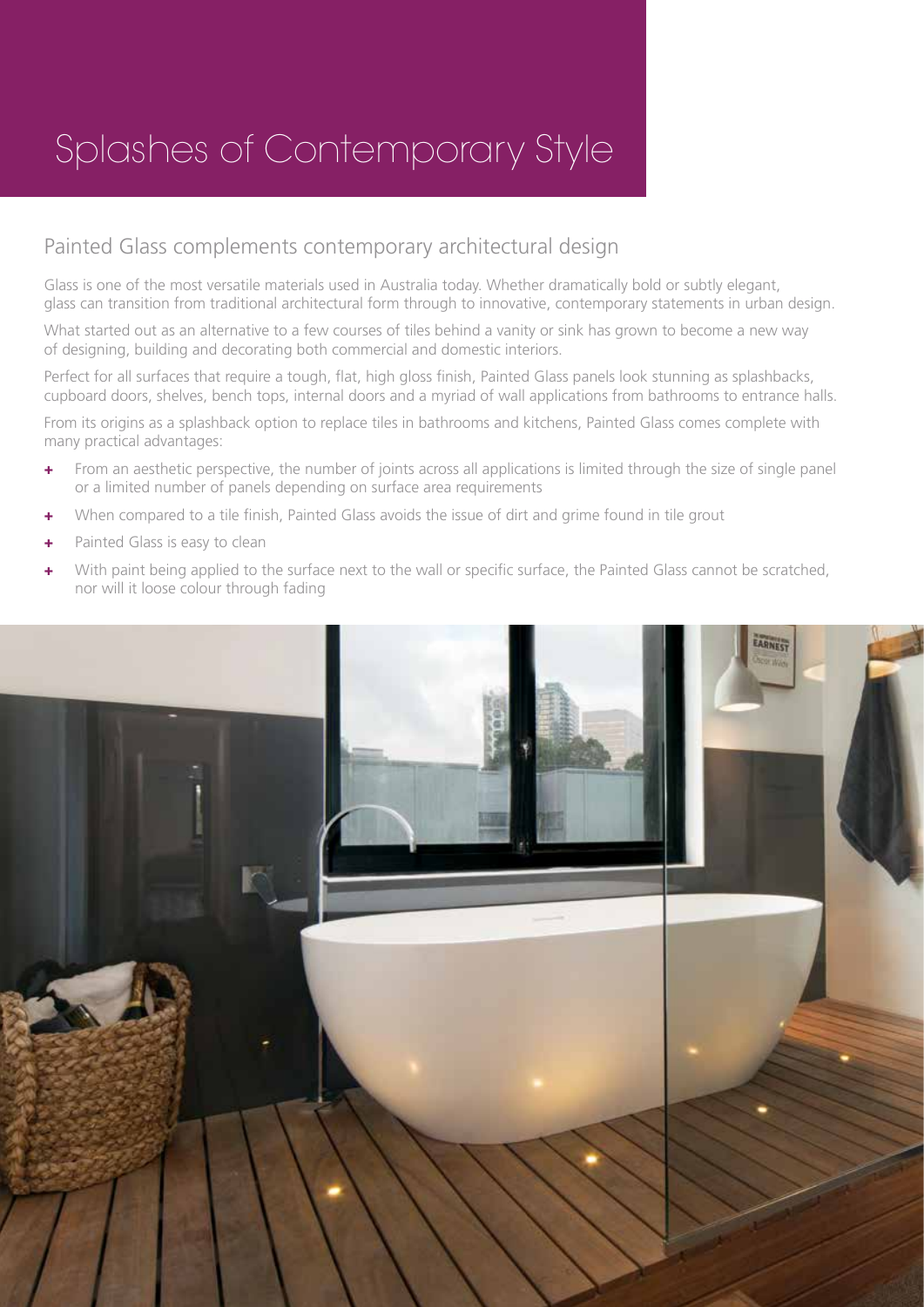# Splashes of Contemporary Style

## Painted Glass complements contemporary architectural design

Glass is one of the most versatile materials used in Australia today. Whether dramatically bold or subtly elegant, glass can transition from traditional architectural form through to innovative, contemporary statements in urban design.

What started out as an alternative to a few courses of tiles behind a vanity or sink has grown to become a new way of designing, building and decorating both commercial and domestic interiors.

Perfect for all surfaces that require a tough, flat, high gloss finish, Painted Glass panels look stunning as splashbacks, cupboard doors, shelves, bench tops, internal doors and a myriad of wall applications from bathrooms to entrance halls.

From its origins as a splashback option to replace tiles in bathrooms and kitchens, Painted Glass comes complete with many practical advantages:

- From an aesthetic perspective, the number of joints across all applications is limited through the size of single panel or a limited number of panels depending on surface area requirements
- When compared to a tile finish, Painted Glass avoids the issue of dirt and grime found in tile grout
- Painted Glass is easy to clean
- With paint being applied to the surface next to the wall or specific surface, the Painted Glass cannot be scratched, nor will it loose colour through fading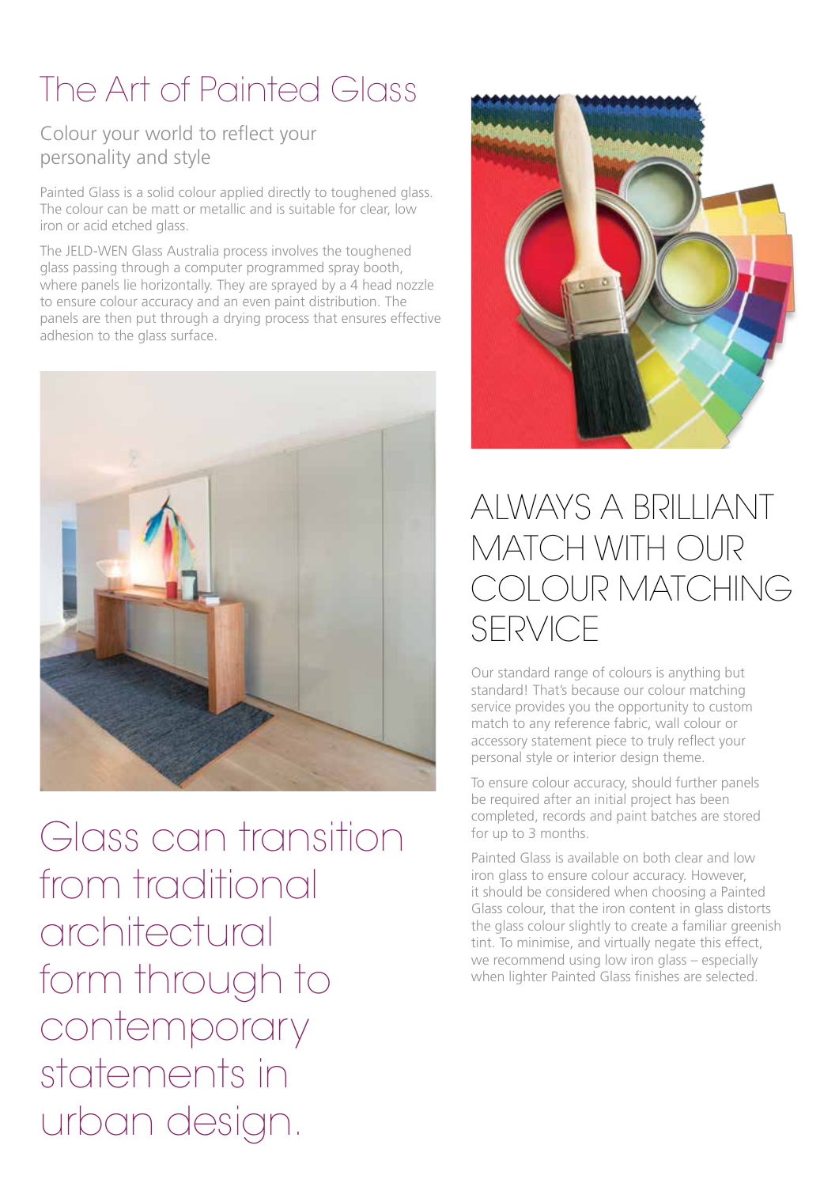# The Art of Painted Glass

## Colour your world to reflect your personality and style

Painted Glass is a solid colour applied directly to toughened glass. The colour can be matt or metallic and is suitable for clear, low iron or acid etched glass.

The JELD-WEN Glass Australia process involves the toughened glass passing through a computer programmed spray booth, where panels lie horizontally. They are sprayed by a 4 head nozzle to ensure colour accuracy and an even paint distribution. The panels are then put through a drying process that ensures effective adhesion to the glass surface.

Glass can transition from traditional architectural form through to contemporary statements in urban design.

## ALWAYS A BRILLIANT MATCH WITH OUR COLOUR MATCHING SERVICE

Our standard range of colours is anything but standard! That's because our colour matching service provides you the opportunity to custom match to any reference fabric, wall colour or accessory statement piece to truly reflect your personal style or interior design theme.

To ensure colour accuracy, should further panels be required after an initial project has been completed, records and paint batches are stored for up to 3 months.

Painted Glass is available on both clear and low iron glass to ensure colour accuracy. However, it should be considered when choosing a Painted Glass colour, that the iron content in glass distorts the glass colour slightly to create a familiar greenish tint. To minimise, and virtually negate this effect, we recommend using low iron glass – especially when lighter Painted Glass finishes are selected.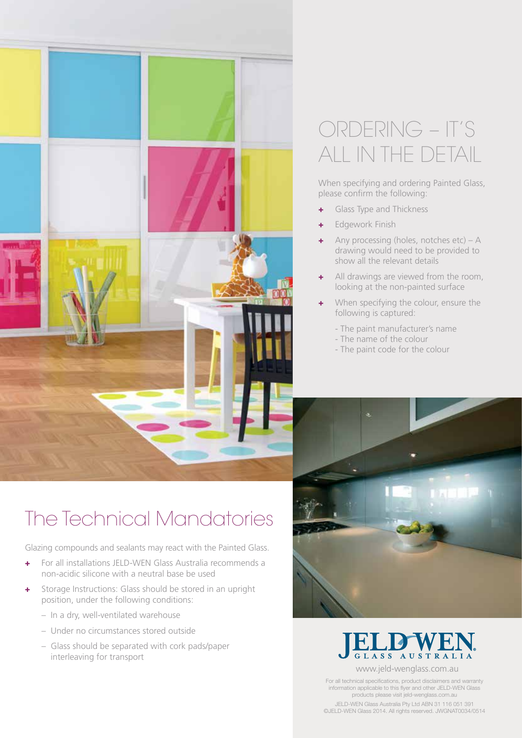## ORDERING – IT'S ALL IN THE DETAIL

When specifying and ordering Painted Glass, please confirm the following:

- Glass Type and Thickness
- Edgework Finish
- Any processing (holes, notches etc) – A drawing would need to be provided to show all the relevant details
- All drawings are viewed from the room, looking at the non-painted surface
- When specifying the colour, ensure the following is captured:
  - The paint manufacturer's name
  - The name of the colour
  - The paint code for the colour

## The Technical Mandatories

Glazing compounds and sealants may react with the Painted Glass.

- For all installations JELD-WEN Glass Australia recommends a non-acidic silicone with a neutral base be used
- Storage Instructions: Glass should be stored in an upright position, under the following conditions:
  - In a dry, well-ventilated warehouse
  - Under no circumstances stored outside
  - Glass should be separated with cork pads/paper interleaving for transport

JELD-WEN GLASS AUSTRALIA

www.jeld-wenglass.com.au

For all technical specifications, product disclaimers and warranty information applicable to this flyer and other JELD-WEN Glass products please visit jeld-wenglass.com.au

JELD-WEN Glass Australia Pty Ltd ABN 31 116 051 391
©JELD-WEN Glass 2014. All rights reserved. JWGNAT0034/0514